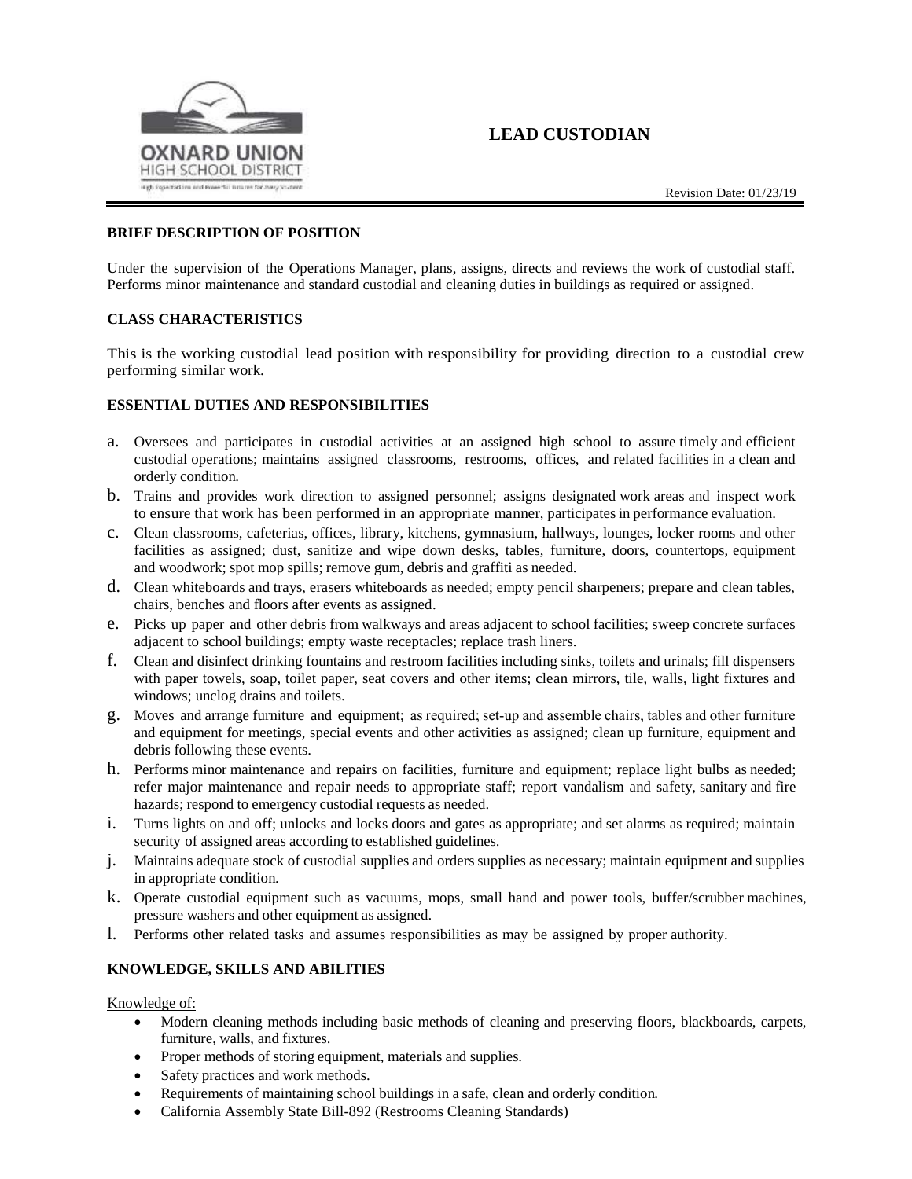OXNARD UNION HIGH SCHOOL DISTRICT

# LEAD CUSTODIAN

Revision Date: 01/23/19

## BRIEF DESCRIPTION OF POSITION

Under the supervision of the Operations Manager, plans, assigns, directs and reviews the work of custodial staff. Performs minor maintenance and standard custodial and cleaning duties in buildings as required or assigned.

## CLASS CHARACTERISTICS

This is the working custodial lead position with responsibility for providing direction to a custodial crew performing similar work.

## ESSENTIAL DUTIES AND RESPONSIBILITIES

a. Oversees and participates in custodial activities at an assigned high school to assure timely and efficient custodial operations; maintains assigned classrooms, restrooms, offices, and related facilities in a clean and orderly condition.

b. Trains and provides work direction to assigned personnel; assigns designated work areas and inspect work to ensure that work has been performed in an appropriate manner, participates in performance evaluation.

c. Clean classrooms, cafeterias, offices, library, kitchens, gymnasium, hallways, lounges, locker rooms and other facilities as assigned; dust, sanitize and wipe down desks, tables, furniture, doors, countertops, equipment and woodwork; spot mop spills; remove gum, debris and graffiti as needed.

d. Clean whiteboards and trays, erasers whiteboards as needed; empty pencil sharpeners; prepare and clean tables, chairs, benches and floors after events as assigned.

e. Picks up paper and other debris from walkways and areas adjacent to school facilities; sweep concrete surfaces adjacent to school buildings; empty waste receptacles; replace trash liners.

f. Clean and disinfect drinking fountains and restroom facilities including sinks, toilets and urinals; fill dispensers with paper towels, soap, toilet paper, seat covers and other items; clean mirrors, tile, walls, light fixtures and windows; unclog drains and toilets.

g. Moves and arrange furniture and equipment; as required; set-up and assemble chairs, tables and other furniture and equipment for meetings, special events and other activities as assigned; clean up furniture, equipment and debris following these events.

h. Performs minor maintenance and repairs on facilities, furniture and equipment; replace light bulbs as needed; refer major maintenance and repair needs to appropriate staff; report vandalism and safety, sanitary and fire hazards; respond to emergency custodial requests as needed.

i. Turns lights on and off; unlocks and locks doors and gates as appropriate; and set alarms as required; maintain security of assigned areas according to established guidelines.

j. Maintains adequate stock of custodial supplies and orders supplies as necessary; maintain equipment and supplies in appropriate condition.

k. Operate custodial equipment such as vacuums, mops, small hand and power tools, buffer/scrubber machines, pressure washers and other equipment as assigned.

l. Performs other related tasks and assumes responsibilities as may be assigned by proper authority.

## KNOWLEDGE, SKILLS AND ABILITIES

Knowledge of:

- Modern cleaning methods including basic methods of cleaning and preserving floors, blackboards, carpets, furniture, walls, and fixtures.
- Proper methods of storing equipment, materials and supplies.
- Safety practices and work methods.
- Requirements of maintaining school buildings in a safe, clean and orderly condition.
- California Assembly State Bill-892 (Restrooms Cleaning Standards)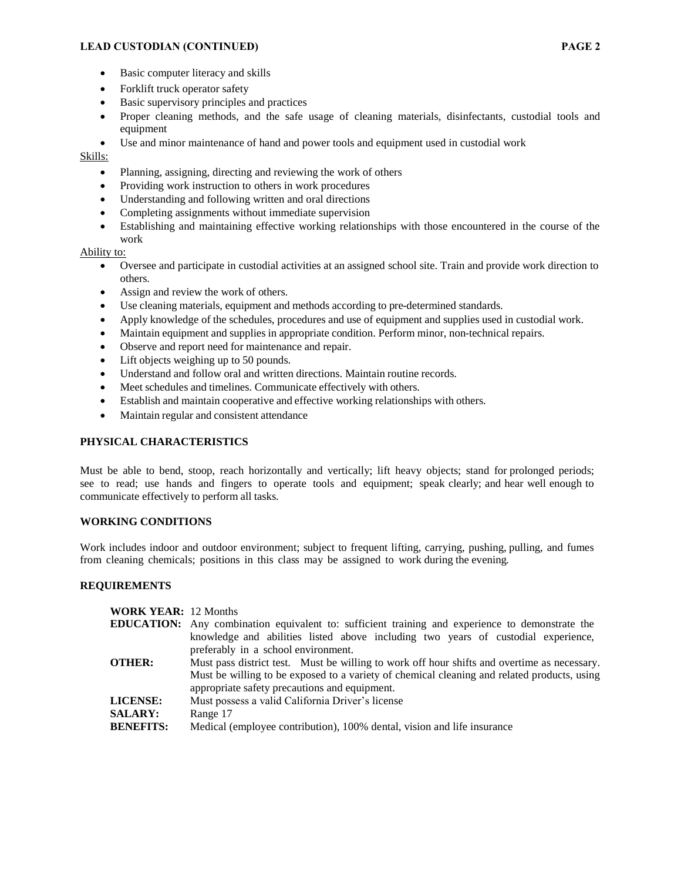- Basic computer literacy and skills
- Forklift truck operator safety
- Basic supervisory principles and practices
- Proper cleaning methods, and the safe usage of cleaning materials, disinfectants, custodial tools and equipment
- Use and minor maintenance of hand and power tools and equipment used in custodial work

Skills:

- Planning, assigning, directing and reviewing the work of others
- Providing work instruction to others in work procedures
- Understanding and following written and oral directions
- Completing assignments without immediate supervision
- Establishing and maintaining effective working relationships with those encountered in the course of the work

Ability to:

- Oversee and participate in custodial activities at an assigned school site. Train and provide work direction to others.
- Assign and review the work of others.
- Use cleaning materials, equipment and methods according to pre-determined standards.
- Apply knowledge of the schedules, procedures and use of equipment and supplies used in custodial work.
- Maintain equipment and supplies in appropriate condition. Perform minor, non-technical repairs.
- Observe and report need for maintenance and repair.
- Lift objects weighing up to 50 pounds.
- Understand and follow oral and written directions. Maintain routine records.
- Meet schedules and timelines. Communicate effectively with others.
- Establish and maintain cooperative and effective working relationships with others.
- Maintain regular and consistent attendance

## PHYSICAL CHARACTERISTICS

Must be able to bend, stoop, reach horizontally and vertically; lift heavy objects; stand for prolonged periods; see to read; use hands and fingers to operate tools and equipment; speak clearly; and hear well enough to communicate effectively to perform all tasks.

## WORKING CONDITIONS

Work includes indoor and outdoor environment; subject to frequent lifting, carrying, pushing, pulling, and fumes from cleaning chemicals; positions in this class may be assigned to work during the evening.

## REQUIREMENTS

| | |
|---|---|
| **WORK YEAR:** | 12 Months |
| **EDUCATION:** | Any combination equivalent to: sufficient training and experience to demonstrate the knowledge and abilities listed above including two years of custodial experience, preferably in a school environment. |
| **OTHER:** | Must pass district test. Must be willing to work off hour shifts and overtime as necessary. Must be willing to be exposed to a variety of chemical cleaning and related products, using appropriate safety precautions and equipment. |
| **LICENSE:** | Must possess a valid California Driver's license |
| **SALARY:** | Range 17 |
| **BENEFITS:** | Medical (employee contribution), 100% dental, vision and life insurance |